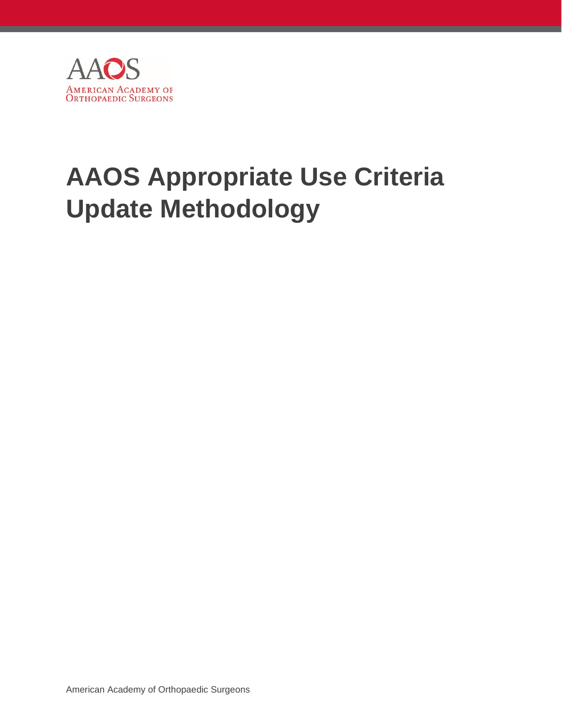AAOS

AMERICAN ACADEMY OF ORTHOPAEDIC SURGEONS

# AAOS Appropriate Use Criteria Update Methodology

American Academy of Orthopaedic Surgeons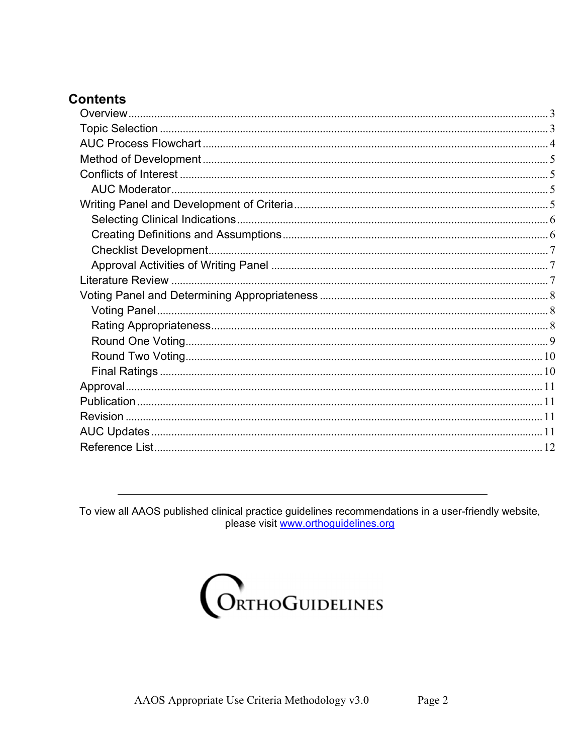## Contents

- Overview ... 3
- Topic Selection ... 3
- AUC Process Flowchart ... 4
- Method of Development ... 5
- Conflicts of Interest ... 5
  - AUC Moderator ... 5
- Writing Panel and Development of Criteria ... 5
  - Selecting Clinical Indications ... 6
  - Creating Definitions and Assumptions ... 6
  - Checklist Development ... 7
  - Approval Activities of Writing Panel ... 7
- Literature Review ... 7
- Voting Panel and Determining Appropriateness ... 8
  - Voting Panel ... 8
  - Rating Appropriateness ... 8
  - Round One Voting ... 9
  - Round Two Voting ... 10
  - Final Ratings ... 10
- Approval ... 11
- Publication ... 11
- Revision ... 11
- AUC Updates ... 11
- Reference List ... 12

---

To view all AAOS published clinical practice guidelines recommendations in a user-friendly website, please visit www.orthoguidelines.org

ORTHOGUIDELINES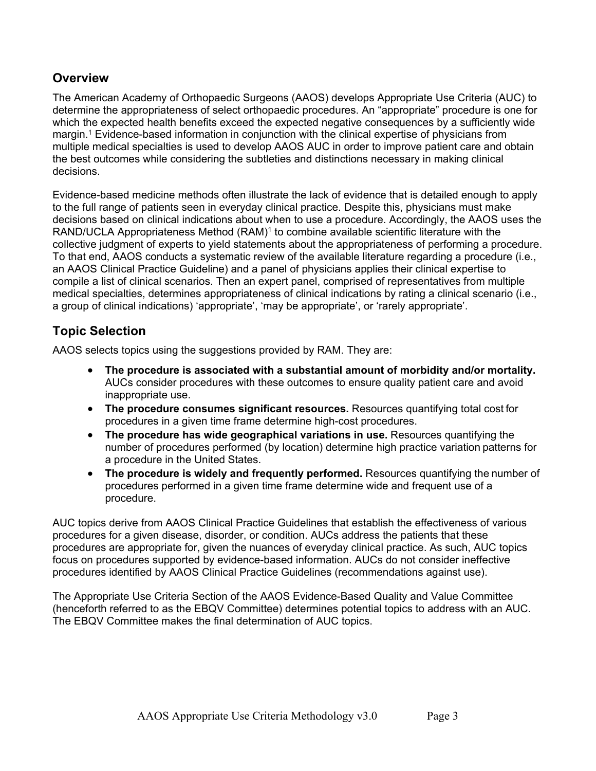## Overview

The American Academy of Orthopaedic Surgeons (AAOS) develops Appropriate Use Criteria (AUC) to determine the appropriateness of select orthopaedic procedures. An "appropriate" procedure is one for which the expected health benefits exceed the expected negative consequences by a sufficiently wide margin.[1] Evidence-based information in conjunction with the clinical expertise of physicians from multiple medical specialties is used to develop AAOS AUC in order to improve patient care and obtain the best outcomes while considering the subtleties and distinctions necessary in making clinical decisions.

Evidence-based medicine methods often illustrate the lack of evidence that is detailed enough to apply to the full range of patients seen in everyday clinical practice. Despite this, physicians must make decisions based on clinical indications about when to use a procedure. Accordingly, the AAOS uses the RAND/UCLA Appropriateness Method (RAM)[1] to combine available scientific literature with the collective judgment of experts to yield statements about the appropriateness of performing a procedure. To that end, AAOS conducts a systematic review of the available literature regarding a procedure (i.e., an AAOS Clinical Practice Guideline) and a panel of physicians applies their clinical expertise to compile a list of clinical scenarios. Then an expert panel, comprised of representatives from multiple medical specialties, determines appropriateness of clinical indications by rating a clinical scenario (i.e., a group of clinical indications) 'appropriate', 'may be appropriate', or 'rarely appropriate'.

## Topic Selection

AAOS selects topics using the suggestions provided by RAM. They are:

- **The procedure is associated with a substantial amount of morbidity and/or mortality.** AUCs consider procedures with these outcomes to ensure quality patient care and avoid inappropriate use.
- **The procedure consumes significant resources.** Resources quantifying total cost for procedures in a given time frame determine high-cost procedures.
- **The procedure has wide geographical variations in use.** Resources quantifying the number of procedures performed (by location) determine high practice variation patterns for a procedure in the United States.
- **The procedure is widely and frequently performed.** Resources quantifying the number of procedures performed in a given time frame determine wide and frequent use of a procedure.

AUC topics derive from AAOS Clinical Practice Guidelines that establish the effectiveness of various procedures for a given disease, disorder, or condition. AUCs address the patients that these procedures are appropriate for, given the nuances of everyday clinical practice. As such, AUC topics focus on procedures supported by evidence-based information. AUCs do not consider ineffective procedures identified by AAOS Clinical Practice Guidelines (recommendations against use).

The Appropriate Use Criteria Section of the AAOS Evidence-Based Quality and Value Committee (henceforth referred to as the EBQV Committee) determines potential topics to address with an AUC. The EBQV Committee makes the final determination of AUC topics.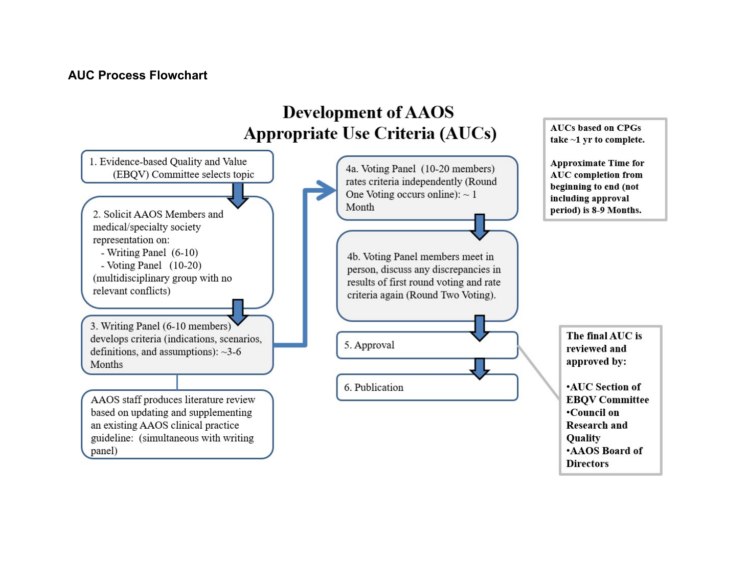## AUC Process Flowchart

# Development of AAOS Appropriate Use Criteria (AUCs)

1. Evidence-based Quality and Value (EBQV) Committee selects topic

2. Solicit AAOS Members and medical/specialty society representation on:
   - Writing Panel (6-10)
   - Voting Panel (10-20)

   (multidisciplinary group with no relevant conflicts)

3. Writing Panel (6-10 members) develops criteria (indications, scenarios, definitions, and assumptions): ~3-6 Months

AAOS staff produces literature review based on updating and supplementing an existing AAOS clinical practice guideline: (simultaneous with writing panel)

4a. Voting Panel (10-20 members) rates criteria independently (Round One Voting occurs online): ~ 1 Month

4b. Voting Panel members meet in person, discuss any discrepancies in results of first round voting and rate criteria again (Round Two Voting).

5. Approval

6. Publication

**AUCs based on CPGs take ~1 yr to complete.**

**Approximate Time for AUC completion from beginning to end (not including approval period) is 8-9 Months.**

**The final AUC is reviewed and approved by:**

- **AUC Section of EBQV Committee**
- **Council on Research and Quality**
- **AAOS Board of Directors**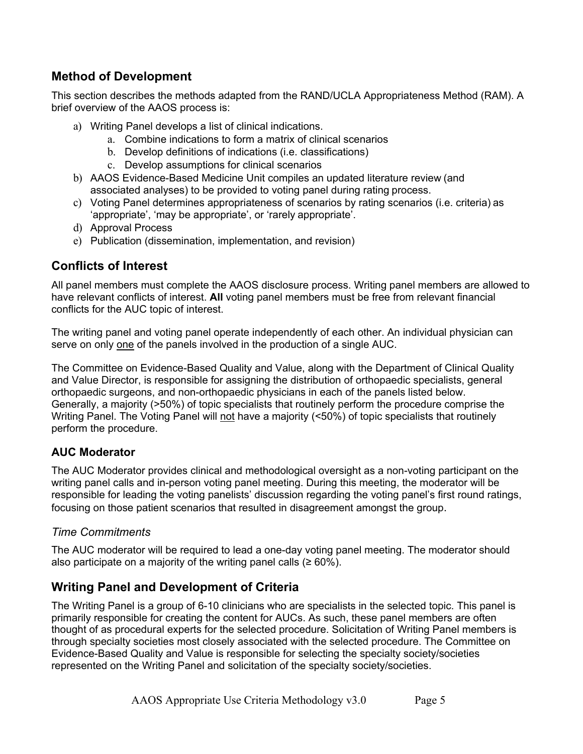## Method of Development

This section describes the methods adapted from the RAND/UCLA Appropriateness Method (RAM). A brief overview of the AAOS process is:

a) Writing Panel develops a list of clinical indications.
   a. Combine indications to form a matrix of clinical scenarios
   b. Develop definitions of indications (i.e. classifications)
   c. Develop assumptions for clinical scenarios
b) AAOS Evidence-Based Medicine Unit compiles an updated literature review (and associated analyses) to be provided to voting panel during rating process.
c) Voting Panel determines appropriateness of scenarios by rating scenarios (i.e. criteria) as 'appropriate', 'may be appropriate', or 'rarely appropriate'.
d) Approval Process
e) Publication (dissemination, implementation, and revision)

## Conflicts of Interest

All panel members must complete the AAOS disclosure process. Writing panel members are allowed to have relevant conflicts of interest. **All** voting panel members must be free from relevant financial conflicts for the AUC topic of interest.

The writing panel and voting panel operate independently of each other. An individual physician can serve on only <u>one</u> of the panels involved in the production of a single AUC.

The Committee on Evidence-Based Quality and Value, along with the Department of Clinical Quality and Value Director, is responsible for assigning the distribution of orthopaedic specialists, general orthopaedic surgeons, and non-orthopaedic physicians in each of the panels listed below. Generally, a majority (>50%) of topic specialists that routinely perform the procedure comprise the Writing Panel. The Voting Panel will <u>not</u> have a majority (<50%) of topic specialists that routinely perform the procedure.

### AUC Moderator

The AUC Moderator provides clinical and methodological oversight as a non-voting participant on the writing panel calls and in-person voting panel meeting. During this meeting, the moderator will be responsible for leading the voting panelists' discussion regarding the voting panel's first round ratings, focusing on those patient scenarios that resulted in disagreement amongst the group.

#### *Time Commitments*

The AUC moderator will be required to lead a one-day voting panel meeting. The moderator should also participate on a majority of the writing panel calls (≥ 60%).

## Writing Panel and Development of Criteria

The Writing Panel is a group of 6-10 clinicians who are specialists in the selected topic. This panel is primarily responsible for creating the content for AUCs. As such, these panel members are often thought of as procedural experts for the selected procedure. Solicitation of Writing Panel members is through specialty societies most closely associated with the selected procedure. The Committee on Evidence-Based Quality and Value is responsible for selecting the specialty society/societies represented on the Writing Panel and solicitation of the specialty society/societies.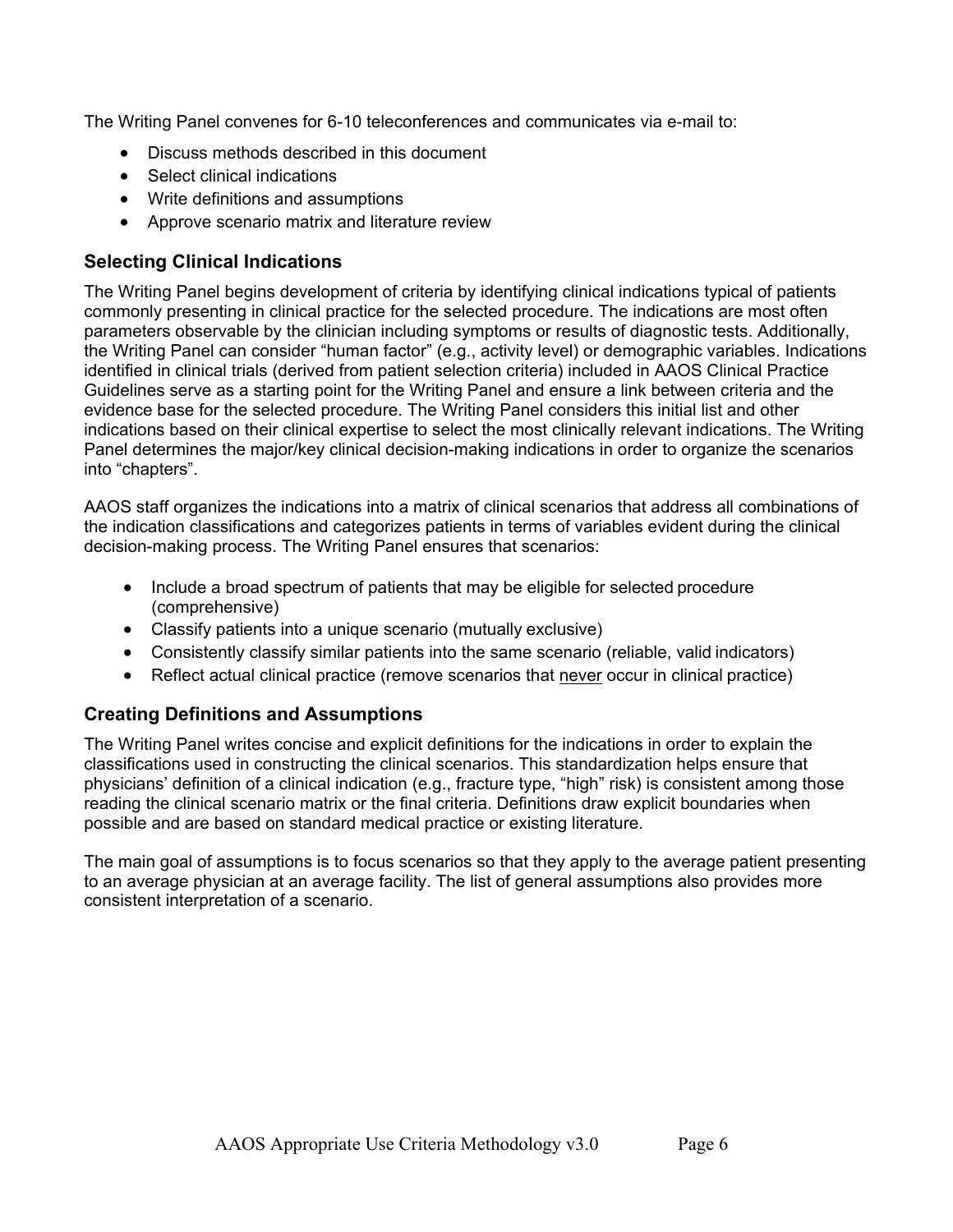The Writing Panel convenes for 6-10 teleconferences and communicates via e-mail to:

- Discuss methods described in this document
- Select clinical indications
- Write definitions and assumptions
- Approve scenario matrix and literature review

### Selecting Clinical Indications

The Writing Panel begins development of criteria by identifying clinical indications typical of patients commonly presenting in clinical practice for the selected procedure. The indications are most often parameters observable by the clinician including symptoms or results of diagnostic tests. Additionally, the Writing Panel can consider "human factor" (e.g., activity level) or demographic variables. Indications identified in clinical trials (derived from patient selection criteria) included in AAOS Clinical Practice Guidelines serve as a starting point for the Writing Panel and ensure a link between criteria and the evidence base for the selected procedure. The Writing Panel considers this initial list and other indications based on their clinical expertise to select the most clinically relevant indications. The Writing Panel determines the major/key clinical decision-making indications in order to organize the scenarios into "chapters".

AAOS staff organizes the indications into a matrix of clinical scenarios that address all combinations of the indication classifications and categorizes patients in terms of variables evident during the clinical decision-making process. The Writing Panel ensures that scenarios:

- Include a broad spectrum of patients that may be eligible for selected procedure (comprehensive)
- Classify patients into a unique scenario (mutually exclusive)
- Consistently classify similar patients into the same scenario (reliable, valid indicators)
- Reflect actual clinical practice (remove scenarios that <u>never</u> occur in clinical practice)

### Creating Definitions and Assumptions

The Writing Panel writes concise and explicit definitions for the indications in order to explain the classifications used in constructing the clinical scenarios. This standardization helps ensure that physicians' definition of a clinical indication (e.g., fracture type, "high" risk) is consistent among those reading the clinical scenario matrix or the final criteria. Definitions draw explicit boundaries when possible and are based on standard medical practice or existing literature.

The main goal of assumptions is to focus scenarios so that they apply to the average patient presenting to an average physician at an average facility. The list of general assumptions also provides more consistent interpretation of a scenario.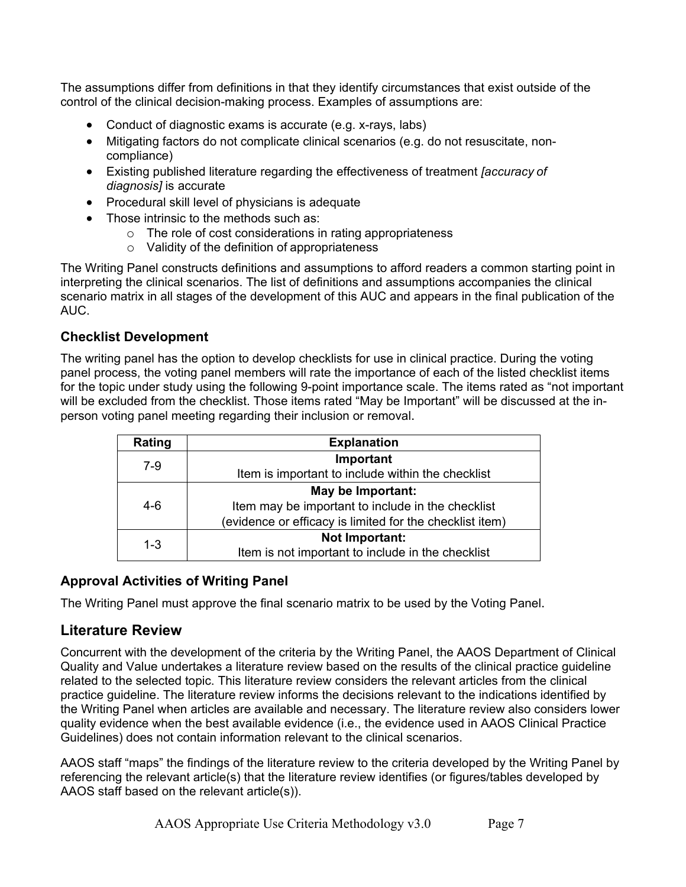The assumptions differ from definitions in that they identify circumstances that exist outside of the control of the clinical decision-making process. Examples of assumptions are:

- Conduct of diagnostic exams is accurate (e.g. x-rays, labs)
- Mitigating factors do not complicate clinical scenarios (e.g. do not resuscitate, non-compliance)
- Existing published literature regarding the effectiveness of treatment *[accuracy of diagnosis]* is accurate
- Procedural skill level of physicians is adequate
- Those intrinsic to the methods such as:
  - The role of cost considerations in rating appropriateness
  - Validity of the definition of appropriateness

The Writing Panel constructs definitions and assumptions to afford readers a common starting point in interpreting the clinical scenarios. The list of definitions and assumptions accompanies the clinical scenario matrix in all stages of the development of this AUC and appears in the final publication of the AUC.

### Checklist Development

The writing panel has the option to develop checklists for use in clinical practice. During the voting panel process, the voting panel members will rate the importance of each of the listed checklist items for the topic under study using the following 9-point importance scale. The items rated as "not important will be excluded from the checklist. Those items rated "May be Important" will be discussed at the in-person voting panel meeting regarding their inclusion or removal.

| Rating | Explanation |
|---|---|
| 7-9 | **Important**<br>Item is important to include within the checklist |
| 4-6 | **May be Important:**<br>Item may be important to include in the checklist<br>(evidence or efficacy is limited for the checklist item) |
| 1-3 | **Not Important:**<br>Item is not important to include in the checklist |

### Approval Activities of Writing Panel

The Writing Panel must approve the final scenario matrix to be used by the Voting Panel.

## Literature Review

Concurrent with the development of the criteria by the Writing Panel, the AAOS Department of Clinical Quality and Value undertakes a literature review based on the results of the clinical practice guideline related to the selected topic. This literature review considers the relevant articles from the clinical practice guideline. The literature review informs the decisions relevant to the indications identified by the Writing Panel when articles are available and necessary. The literature review also considers lower quality evidence when the best available evidence (i.e., the evidence used in AAOS Clinical Practice Guidelines) does not contain information relevant to the clinical scenarios.

AAOS staff "maps" the findings of the literature review to the criteria developed by the Writing Panel by referencing the relevant article(s) that the literature review identifies (or figures/tables developed by AAOS staff based on the relevant article(s)).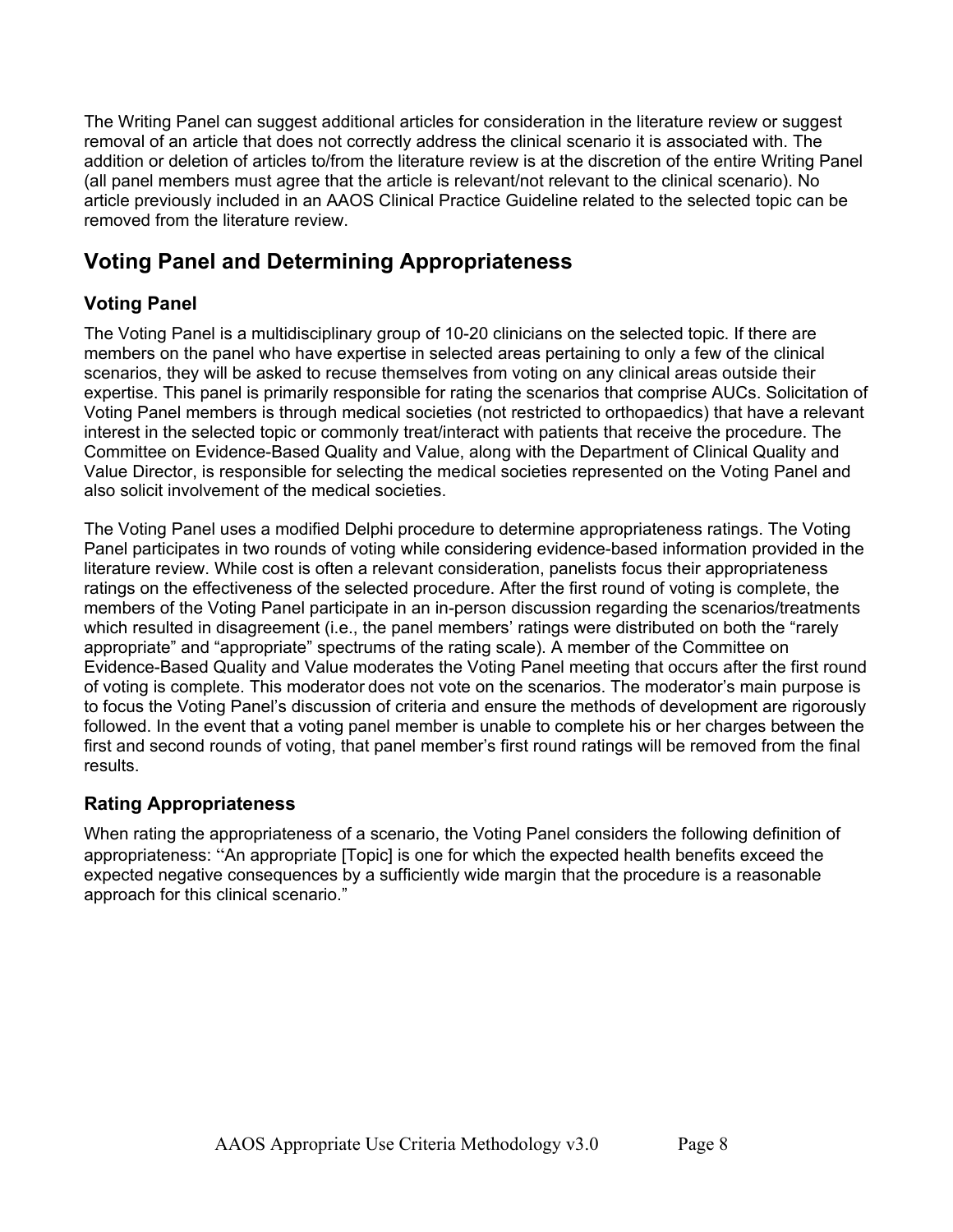The Writing Panel can suggest additional articles for consideration in the literature review or suggest removal of an article that does not correctly address the clinical scenario it is associated with. The addition or deletion of articles to/from the literature review is at the discretion of the entire Writing Panel (all panel members must agree that the article is relevant/not relevant to the clinical scenario). No article previously included in an AAOS Clinical Practice Guideline related to the selected topic can be removed from the literature review.

## Voting Panel and Determining Appropriateness

### Voting Panel

The Voting Panel is a multidisciplinary group of 10-20 clinicians on the selected topic. If there are members on the panel who have expertise in selected areas pertaining to only a few of the clinical scenarios, they will be asked to recuse themselves from voting on any clinical areas outside their expertise. This panel is primarily responsible for rating the scenarios that comprise AUCs. Solicitation of Voting Panel members is through medical societies (not restricted to orthopaedics) that have a relevant interest in the selected topic or commonly treat/interact with patients that receive the procedure. The Committee on Evidence-Based Quality and Value, along with the Department of Clinical Quality and Value Director, is responsible for selecting the medical societies represented on the Voting Panel and also solicit involvement of the medical societies.

The Voting Panel uses a modified Delphi procedure to determine appropriateness ratings. The Voting Panel participates in two rounds of voting while considering evidence-based information provided in the literature review. While cost is often a relevant consideration, panelists focus their appropriateness ratings on the effectiveness of the selected procedure. After the first round of voting is complete, the members of the Voting Panel participate in an in-person discussion regarding the scenarios/treatments which resulted in disagreement (i.e., the panel members' ratings were distributed on both the "rarely appropriate" and "appropriate" spectrums of the rating scale). A member of the Committee on Evidence-Based Quality and Value moderates the Voting Panel meeting that occurs after the first round of voting is complete. This moderator does not vote on the scenarios. The moderator's main purpose is to focus the Voting Panel's discussion of criteria and ensure the methods of development are rigorously followed. In the event that a voting panel member is unable to complete his or her charges between the first and second rounds of voting, that panel member's first round ratings will be removed from the final results.

### Rating Appropriateness

When rating the appropriateness of a scenario, the Voting Panel considers the following definition of appropriateness: "An appropriate [Topic] is one for which the expected health benefits exceed the expected negative consequences by a sufficiently wide margin that the procedure is a reasonable approach for this clinical scenario."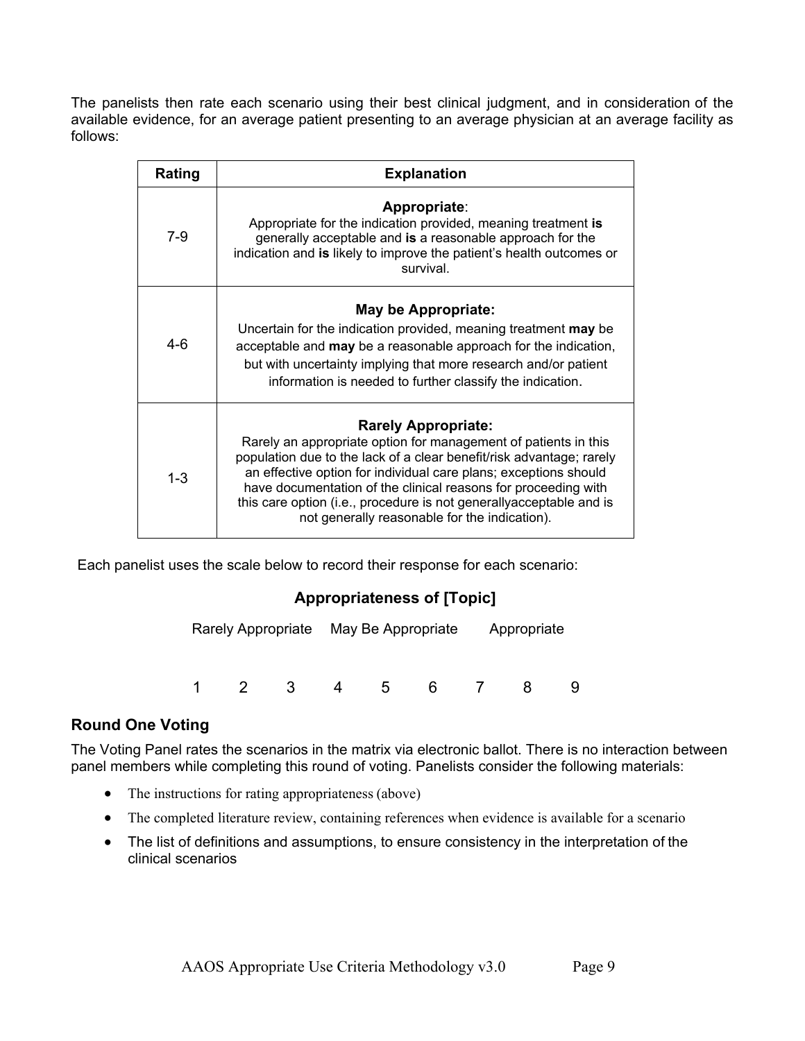The panelists then rate each scenario using their best clinical judgment, and in consideration of the available evidence, for an average patient presenting to an average physician at an average facility as follows:

| Rating | Explanation |
| --- | --- |
| 7-9 | **Appropriate**: Appropriate for the indication provided, meaning treatment **is** generally acceptable and **is** a reasonable approach for the indication and **is** likely to improve the patient's health outcomes or survival. |
| 4-6 | **May be Appropriate:** Uncertain for the indication provided, meaning treatment **may** be acceptable and **may** be a reasonable approach for the indication, but with uncertainty implying that more research and/or patient information is needed to further classify the indication. |
| 1-3 | **Rarely Appropriate:** Rarely an appropriate option for management of patients in this population due to the lack of a clear benefit/risk advantage; rarely an effective option for individual care plans; exceptions should have documentation of the clinical reasons for proceeding with this care option (i.e., procedure is not generallyacceptable and is not generally reasonable for the indication). |

Each panelist uses the scale below to record their response for each scenario:

**Appropriateness of [Topic]**

Rarely Appropriate    May Be Appropriate    Appropriate

1    2    3    4    5    6    7    8    9

## Round One Voting

The Voting Panel rates the scenarios in the matrix via electronic ballot. There is no interaction between panel members while completing this round of voting. Panelists consider the following materials:

- The instructions for rating appropriateness (above)
- The completed literature review, containing references when evidence is available for a scenario
- The list of definitions and assumptions, to ensure consistency in the interpretation of the clinical scenarios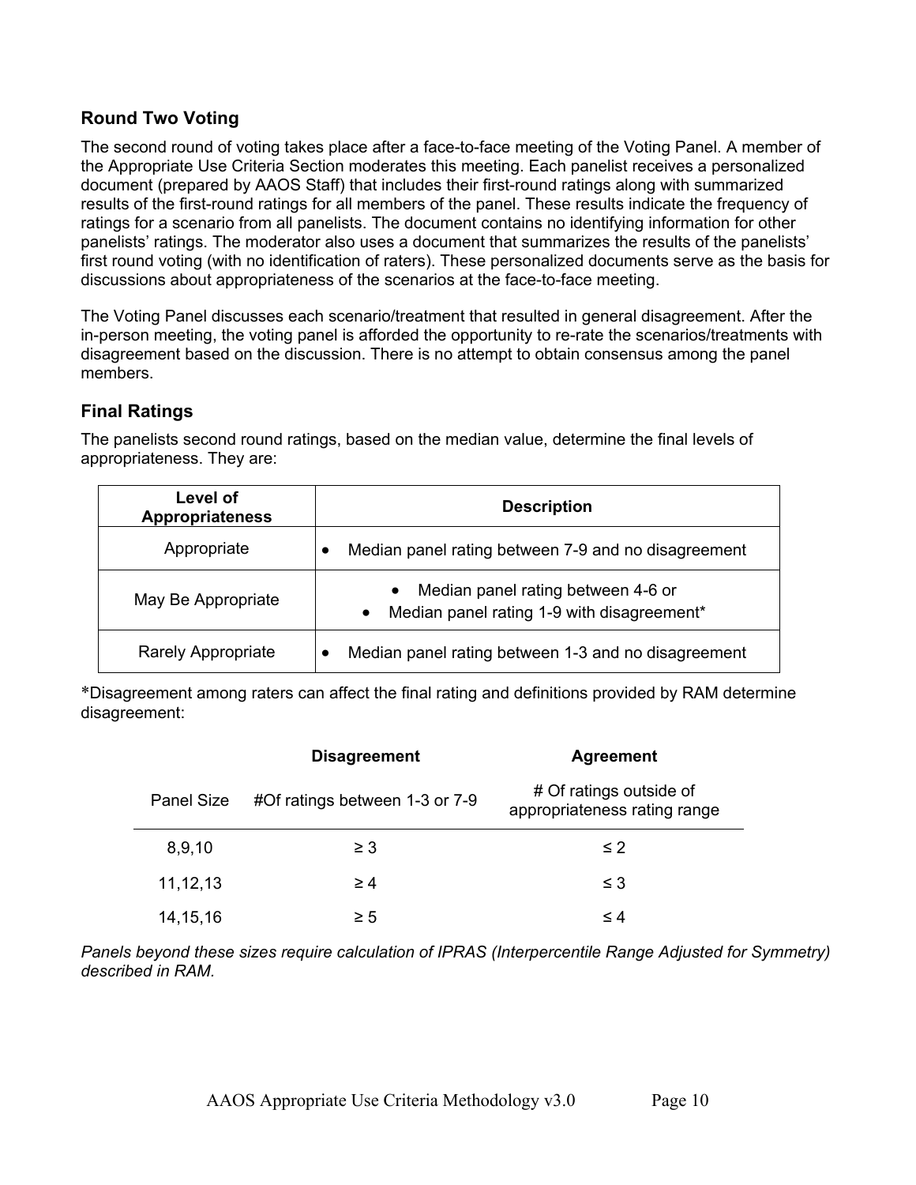## Round Two Voting

The second round of voting takes place after a face-to-face meeting of the Voting Panel. A member of the Appropriate Use Criteria Section moderates this meeting. Each panelist receives a personalized document (prepared by AAOS Staff) that includes their first-round ratings along with summarized results of the first-round ratings for all members of the panel. These results indicate the frequency of ratings for a scenario from all panelists. The document contains no identifying information for other panelists' ratings. The moderator also uses a document that summarizes the results of the panelists' first round voting (with no identification of raters). These personalized documents serve as the basis for discussions about appropriateness of the scenarios at the face-to-face meeting.

The Voting Panel discusses each scenario/treatment that resulted in general disagreement. After the in-person meeting, the voting panel is afforded the opportunity to re-rate the scenarios/treatments with disagreement based on the discussion. There is no attempt to obtain consensus among the panel members.

## Final Ratings

The panelists second round ratings, based on the median value, determine the final levels of appropriateness. They are:

| Level of Appropriateness | Description |
|---|---|
| Appropriate | • Median panel rating between 7-9 and no disagreement |
| May Be Appropriate | • Median panel rating between 4-6 or<br>• Median panel rating 1-9 with disagreement* |
| Rarely Appropriate | • Median panel rating between 1-3 and no disagreement |

*Disagreement among raters can affect the final rating and definitions provided by RAM determine disagreement:

| | Disagreement | Agreement |
|---|---|---|
| Panel Size | #Of ratings between 1-3 or 7-9 | # Of ratings outside of appropriateness rating range |
| 8,9,10 | ≥ 3 | ≤ 2 |
| 11,12,13 | ≥ 4 | ≤ 3 |
| 14,15,16 | ≥ 5 | ≤ 4 |

*Panels beyond these sizes require calculation of IPRAS (Interpercentile Range Adjusted for Symmetry) described in RAM.*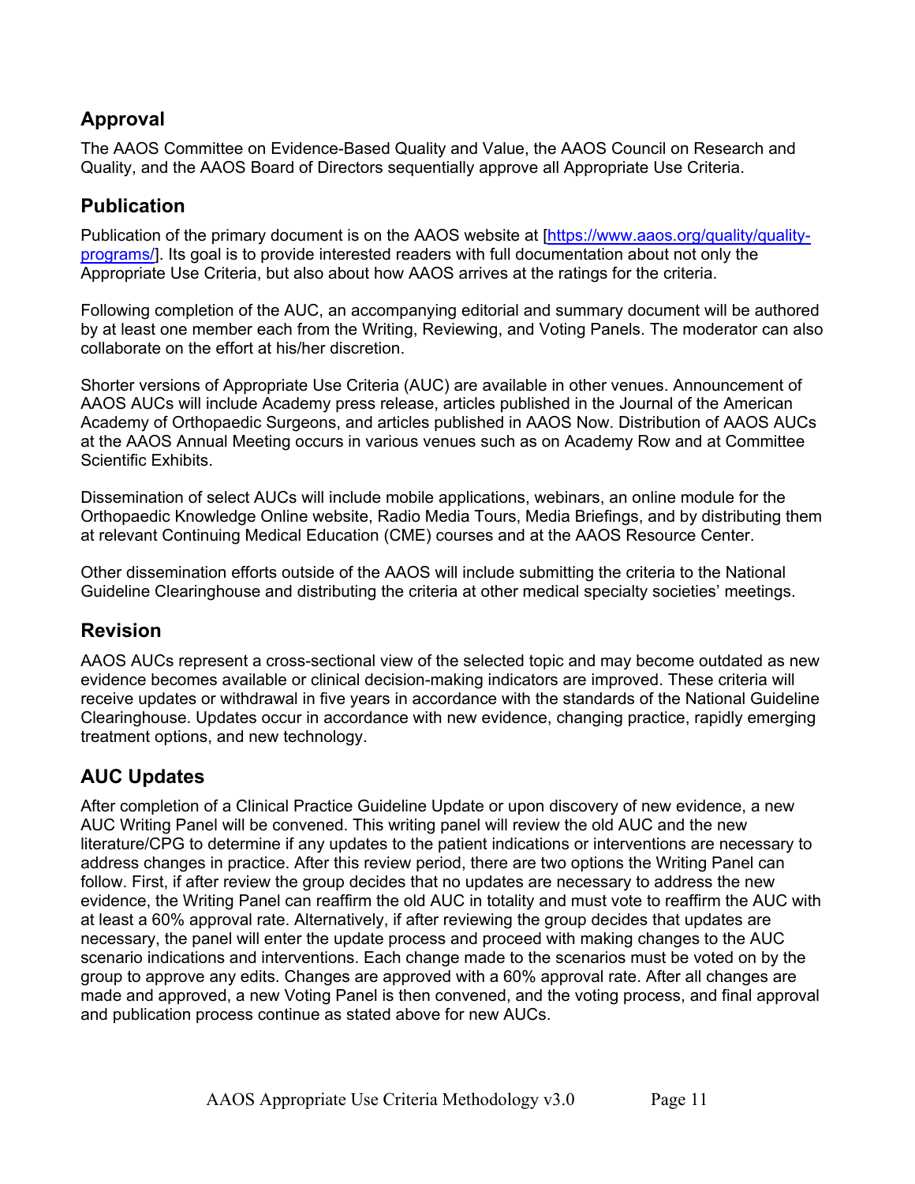## Approval

The AAOS Committee on Evidence-Based Quality and Value, the AAOS Council on Research and Quality, and the AAOS Board of Directors sequentially approve all Appropriate Use Criteria.

## Publication

Publication of the primary document is on the AAOS website at [https://www.aaos.org/quality/quality-programs/]. Its goal is to provide interested readers with full documentation about not only the Appropriate Use Criteria, but also about how AAOS arrives at the ratings for the criteria.

Following completion of the AUC, an accompanying editorial and summary document will be authored by at least one member each from the Writing, Reviewing, and Voting Panels. The moderator can also collaborate on the effort at his/her discretion.

Shorter versions of Appropriate Use Criteria (AUC) are available in other venues. Announcement of AAOS AUCs will include Academy press release, articles published in the Journal of the American Academy of Orthopaedic Surgeons, and articles published in AAOS Now. Distribution of AAOS AUCs at the AAOS Annual Meeting occurs in various venues such as on Academy Row and at Committee Scientific Exhibits.

Dissemination of select AUCs will include mobile applications, webinars, an online module for the Orthopaedic Knowledge Online website, Radio Media Tours, Media Briefings, and by distributing them at relevant Continuing Medical Education (CME) courses and at the AAOS Resource Center.

Other dissemination efforts outside of the AAOS will include submitting the criteria to the National Guideline Clearinghouse and distributing the criteria at other medical specialty societies' meetings.

## Revision

AAOS AUCs represent a cross-sectional view of the selected topic and may become outdated as new evidence becomes available or clinical decision-making indicators are improved. These criteria will receive updates or withdrawal in five years in accordance with the standards of the National Guideline Clearinghouse. Updates occur in accordance with new evidence, changing practice, rapidly emerging treatment options, and new technology.

## AUC Updates

After completion of a Clinical Practice Guideline Update or upon discovery of new evidence, a new AUC Writing Panel will be convened. This writing panel will review the old AUC and the new literature/CPG to determine if any updates to the patient indications or interventions are necessary to address changes in practice. After this review period, there are two options the Writing Panel can follow. First, if after review the group decides that no updates are necessary to address the new evidence, the Writing Panel can reaffirm the old AUC in totality and must vote to reaffirm the AUC with at least a 60% approval rate. Alternatively, if after reviewing the group decides that updates are necessary, the panel will enter the update process and proceed with making changes to the AUC scenario indications and interventions. Each change made to the scenarios must be voted on by the group to approve any edits. Changes are approved with a 60% approval rate. After all changes are made and approved, a new Voting Panel is then convened, and the voting process, and final approval and publication process continue as stated above for new AUCs.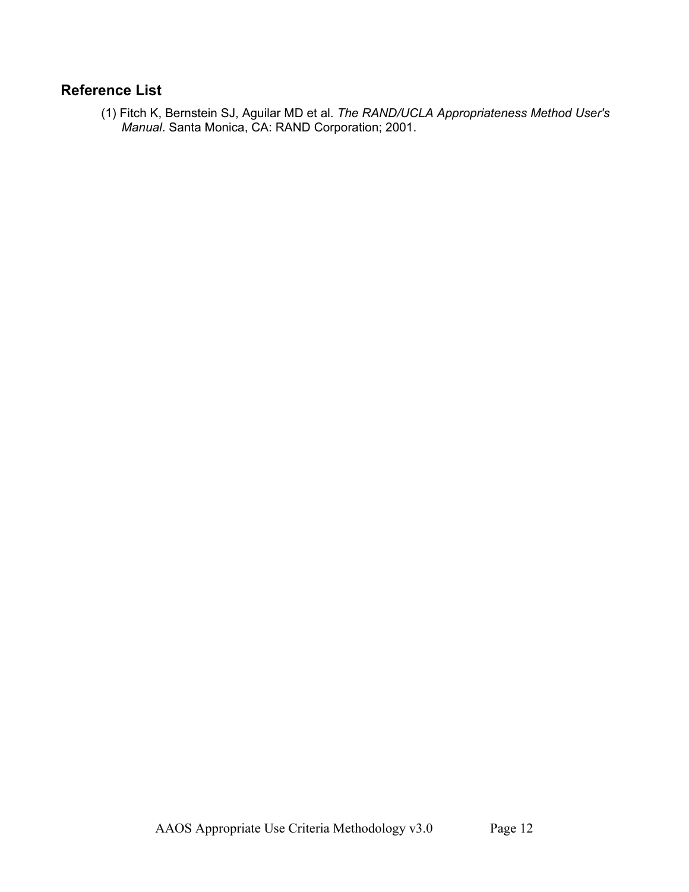## Reference List

(1) Fitch K, Bernstein SJ, Aguilar MD et al. *The RAND/UCLA Appropriateness Method User's Manual*. Santa Monica, CA: RAND Corporation; 2001.